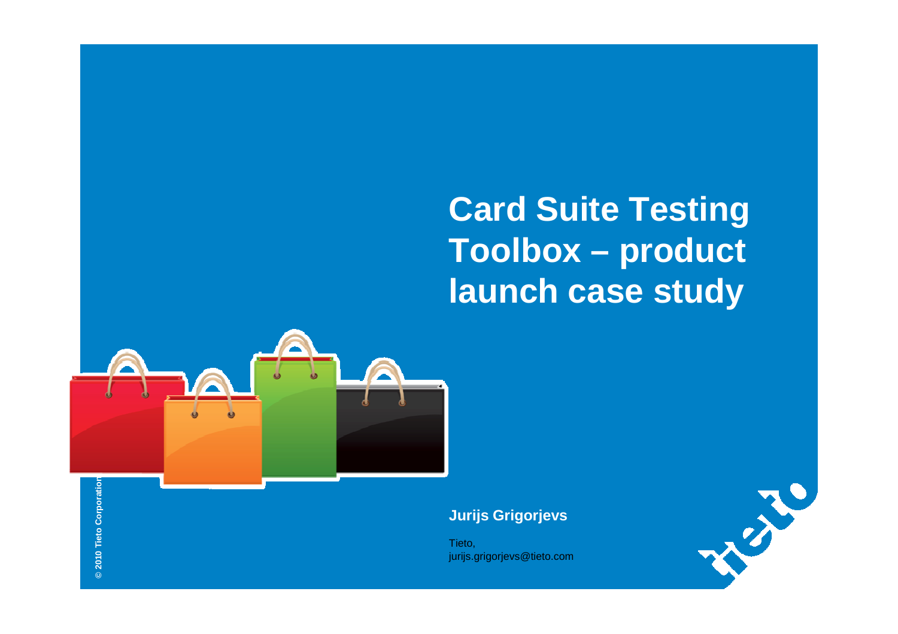# Card Suite Testing Toolbox – product launch case study

**Jurijs Grigorjevs**

Tieto,
jurijs.grigorjevs@tieto.com

© 2010 Tieto Corporation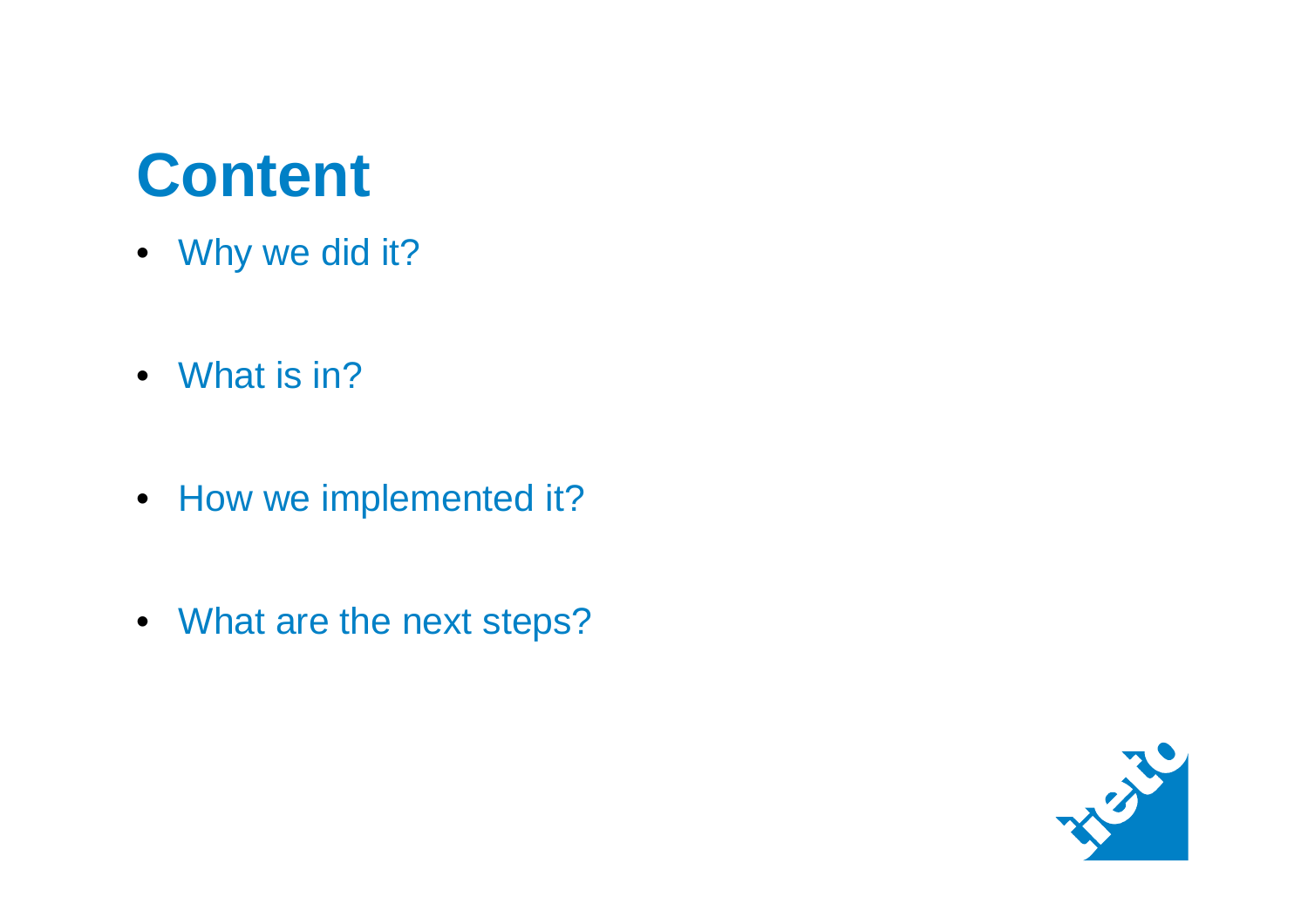# Content

- Why we did it?
- What is in?
- How we implemented it?
- What are the next steps?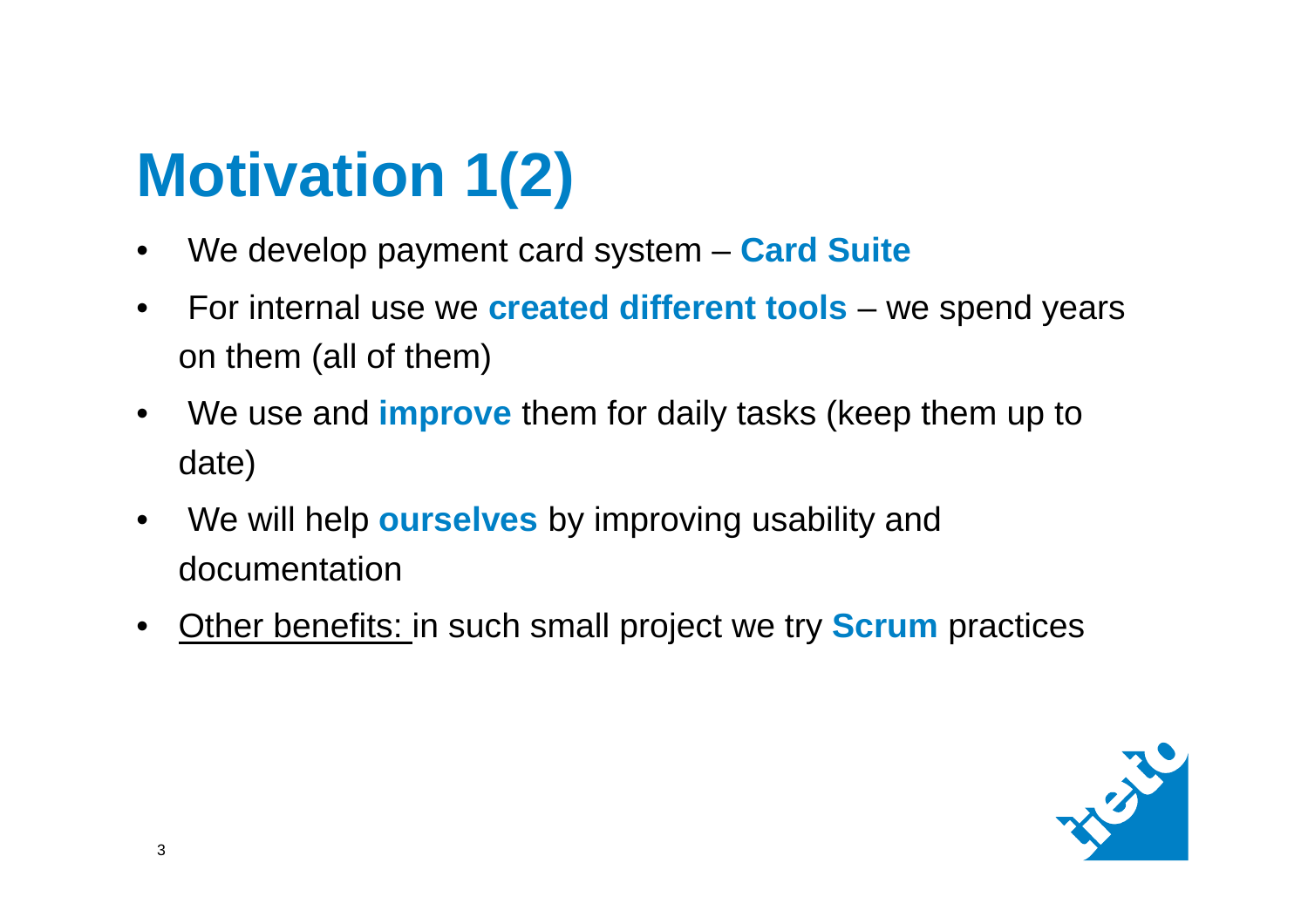# Motivation 1(2)

- We develop payment card system – **Card Suite**
- For internal use we **created different tools** – we spend years on them (all of them)
- We use and **improve** them for daily tasks (keep them up to date)
- We will help **ourselves** by improving usability and documentation
- Other benefits: in such small project we try **Scrum** practices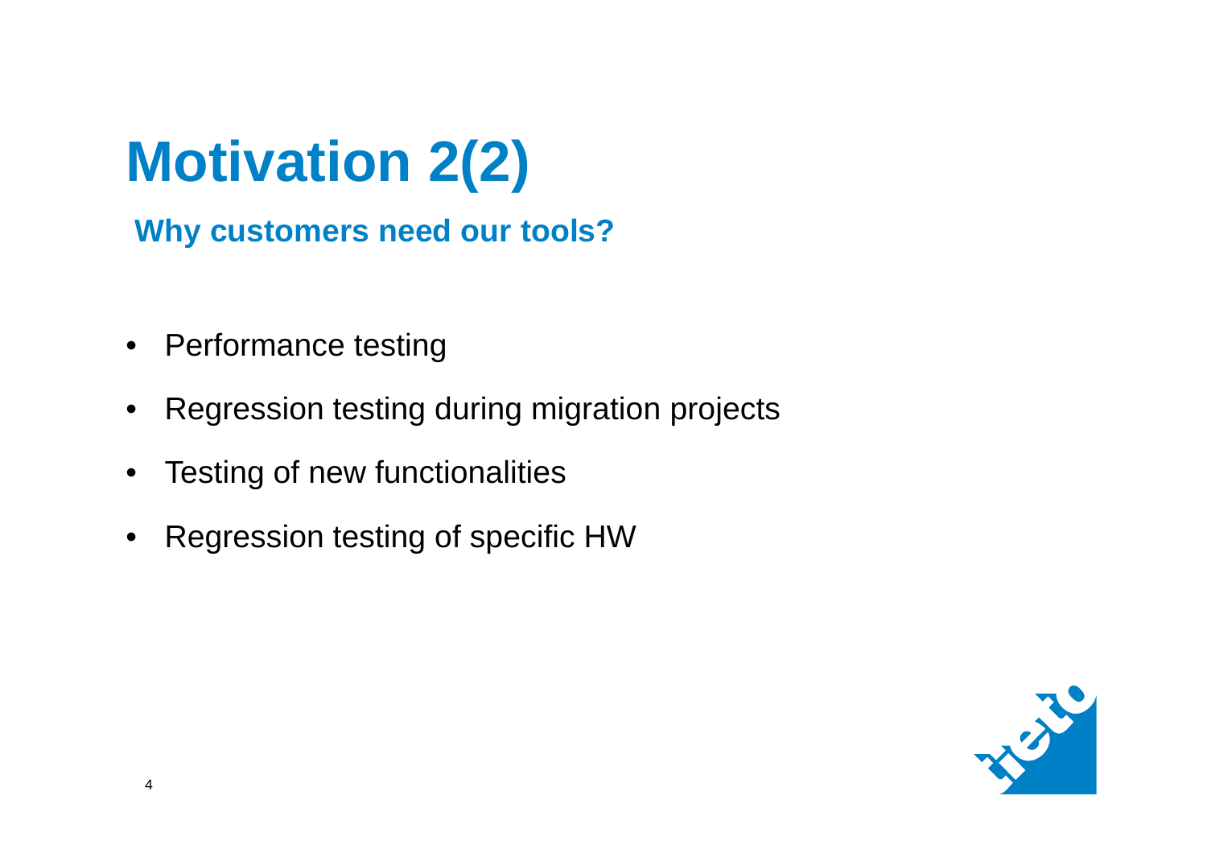# Motivation 2(2)

## Why customers need our tools?

- Performance testing
- Regression testing during migration projects
- Testing of new functionalities
- Regression testing of specific HW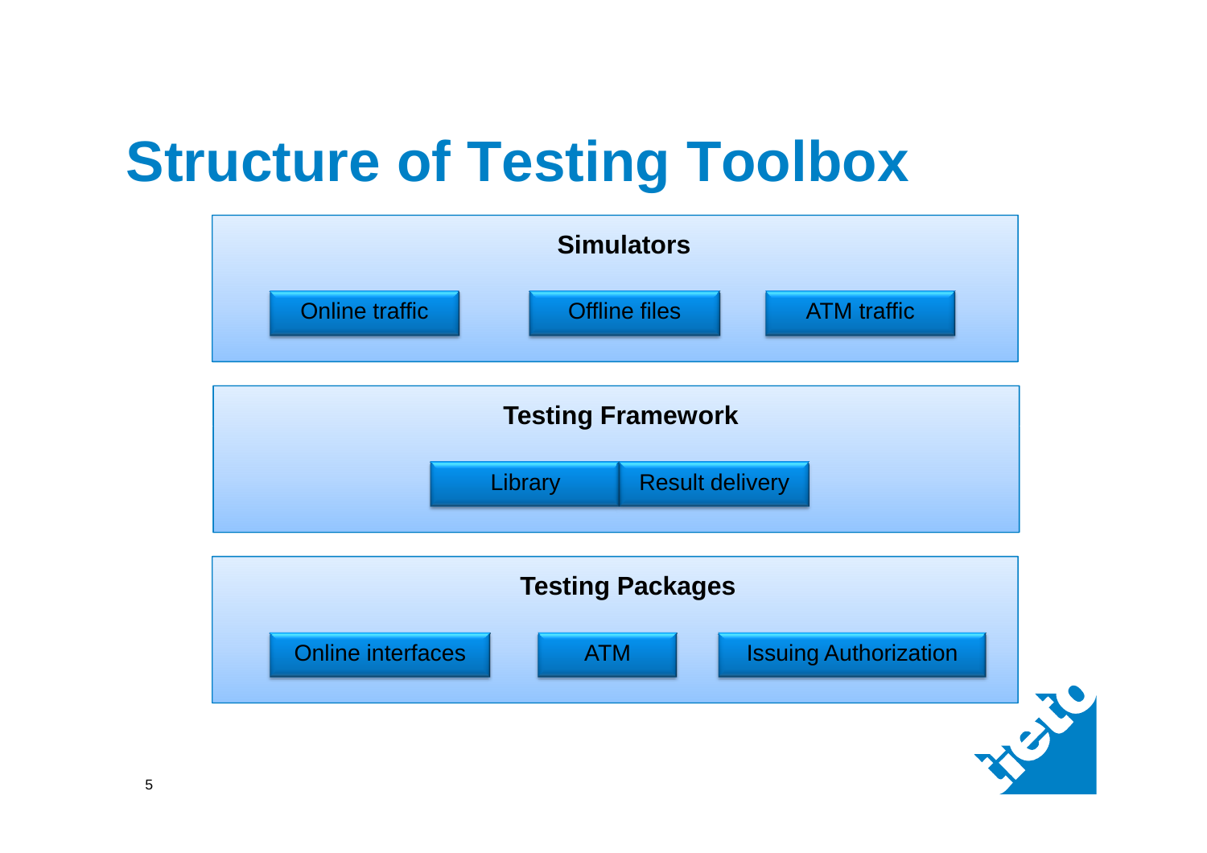# Structure of Testing Toolbox

## Simulators

- Online traffic
- Offline files
- ATM traffic

## Testing Framework

- Library
- Result delivery

## Testing Packages

- Online interfaces
- ATM
- Issuing Authorization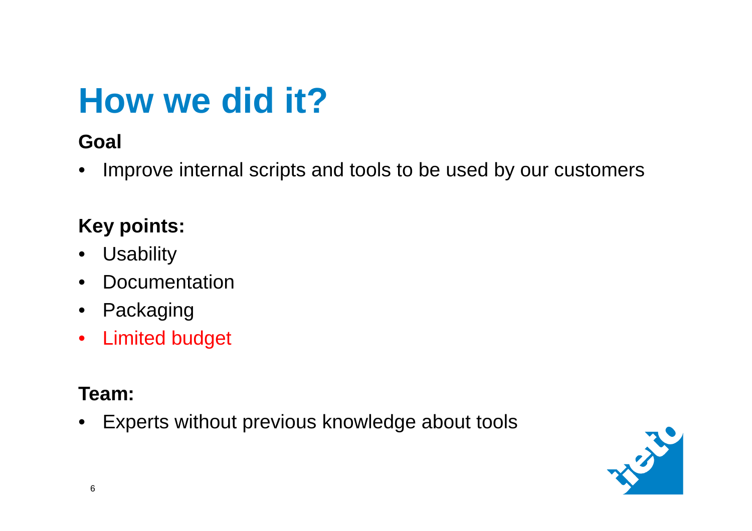# How we did it?

**Goal**

- Improve internal scripts and tools to be used by our customers

**Key points:**

- Usability
- Documentation
- Packaging
- Limited budget

**Team:**

- Experts without previous knowledge about tools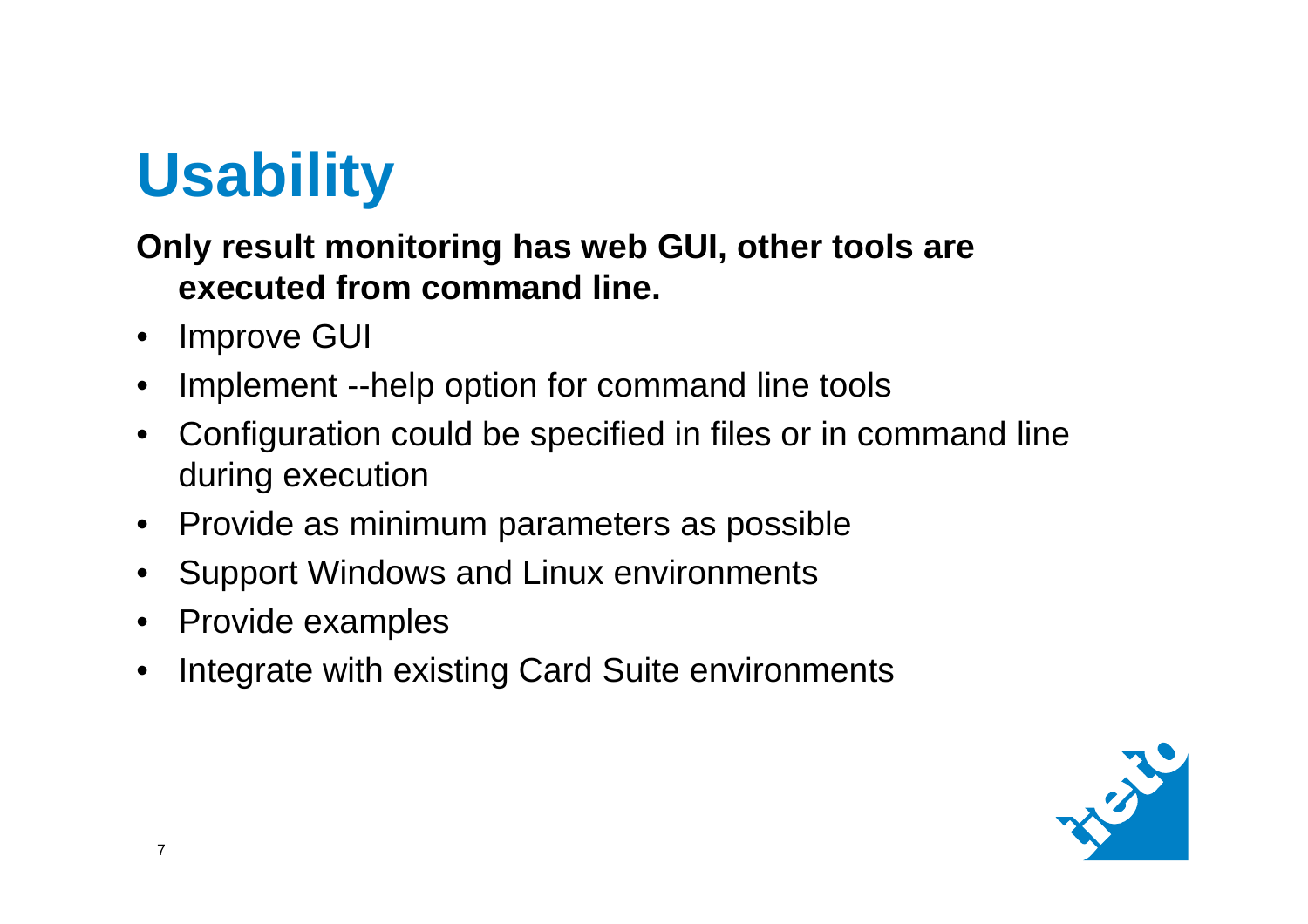# Usability

**Only result monitoring has web GUI, other tools are executed from command line.**

- Improve GUI
- Implement --help option for command line tools
- Configuration could be specified in files or in command line during execution
- Provide as minimum parameters as possible
- Support Windows and Linux environments
- Provide examples
- Integrate with existing Card Suite environments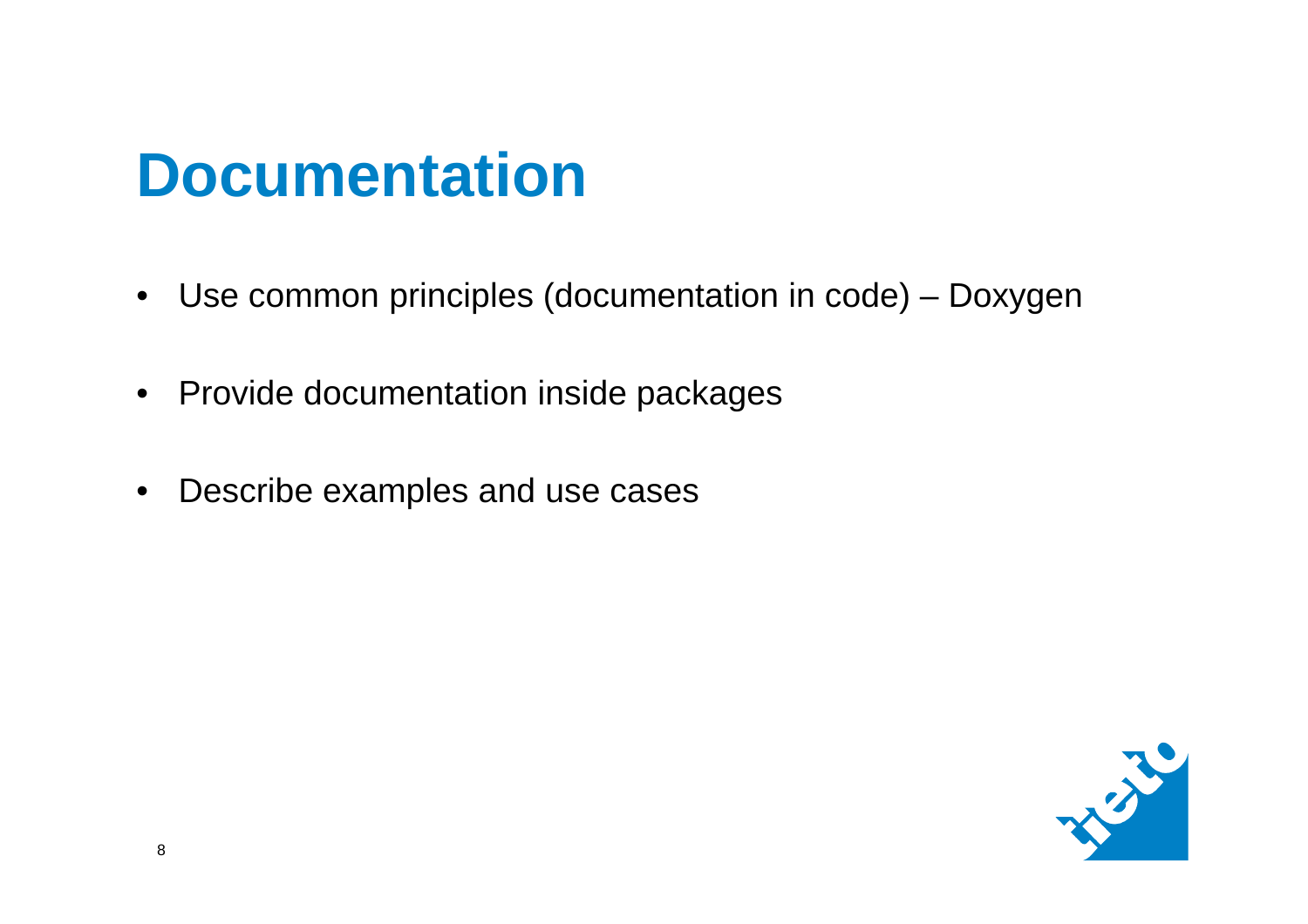# Documentation

- Use common principles (documentation in code) – Doxygen
- Provide documentation inside packages
- Describe examples and use cases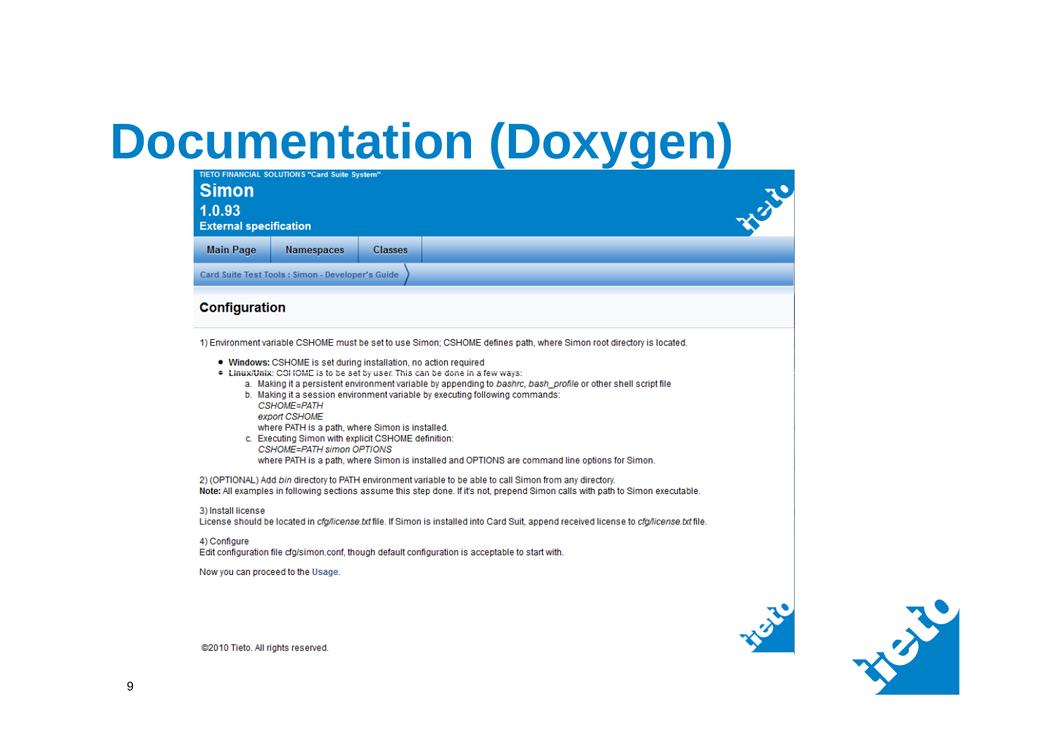# Documentation (Doxygen)

TIETO FINANCIAL SOLUTIONS "Card Suite System"

**Simon**

**1.0.93**

**External specification**

Main Page | Namespaces | Classes

Card Suite Test Tools : Simon - Developer's Guide

## Configuration

1) Environment variable CSHOME must be set to use Simon; CSHOME defines path, where Simon root directory is located.

- **Windows:** CSHOME is set during installation, no action required
- **Linux/Unix:** CSHOME is to be set by user. This can be done in a few ways:
  a. Making it a persistent environment variable by appending to *bashrc*, *bash_profile* or other shell script file
  b. Making it a session environment variable by executing following commands:
     *CSHOME=PATH*
     *export CSHOME*
     where PATH is a path, where Simon is installed.
  c. Executing Simon with explicit CSHOME definition:
     *CSHOME=PATH simon OPTIONS*
     where PATH is a path, where Simon is installed and OPTIONS are command line options for Simon.

2) (OPTIONAL) Add *bin* directory to PATH environment variable to be able to call Simon from any directory.
**Note:** All examples in following sections assume this step done. If it's not, prepend Simon calls with path to Simon executable.

3) Install license
License should be located in *cfg/license.txt* file. If Simon is installed into Card Suit, append received license to *cfg/license.txt* file.

4) Configure
Edit configuration file cfg/simon.conf, though default configuration is acceptable to start with.

Now you can proceed to the Usage.

©2010 Tieto. All rights reserved.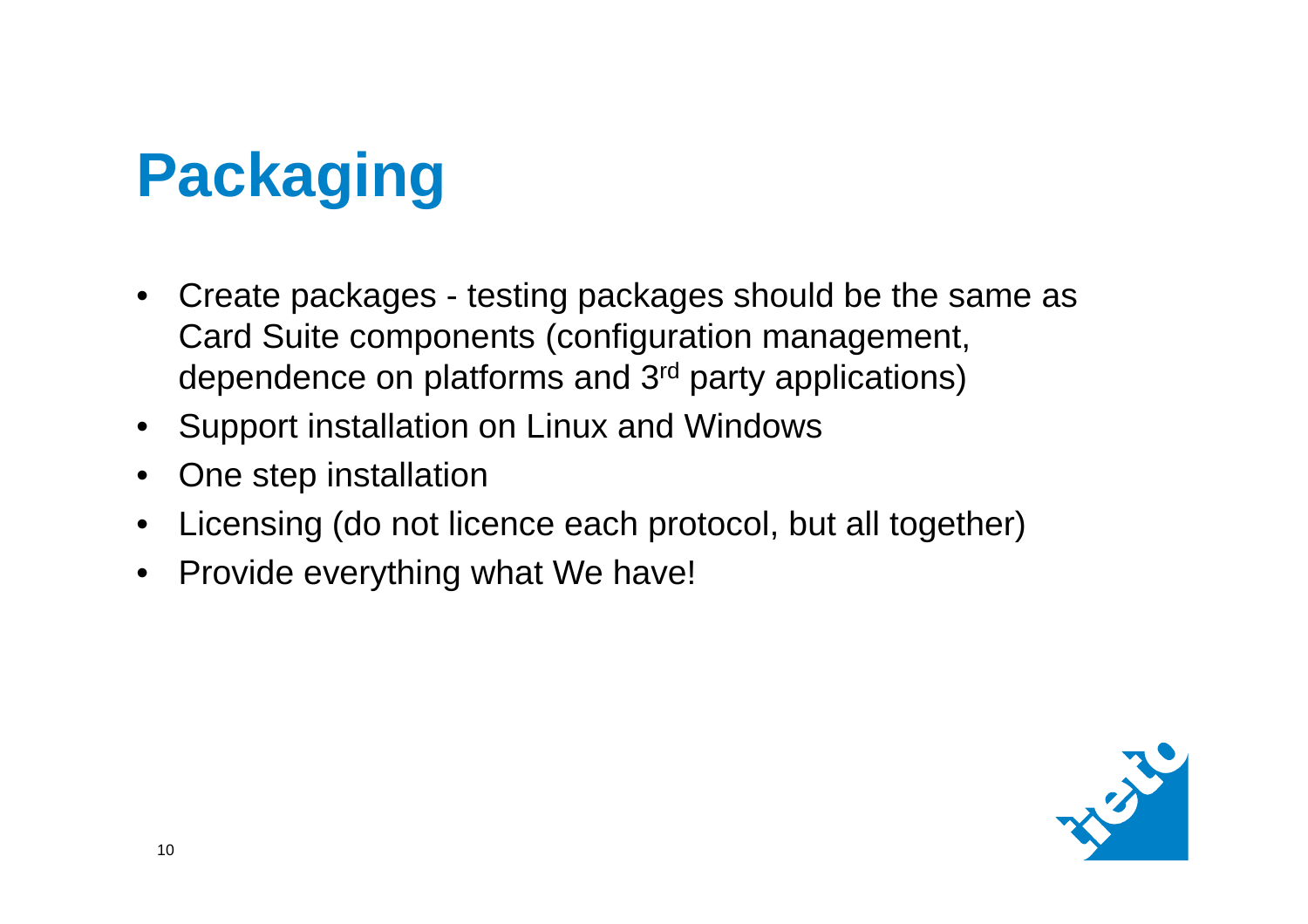# Packaging

- Create packages - testing packages should be the same as Card Suite components (configuration management, dependence on platforms and 3rd party applications)
- Support installation on Linux and Windows
- One step installation
- Licensing (do not licence each protocol, but all together)
- Provide everything what We have!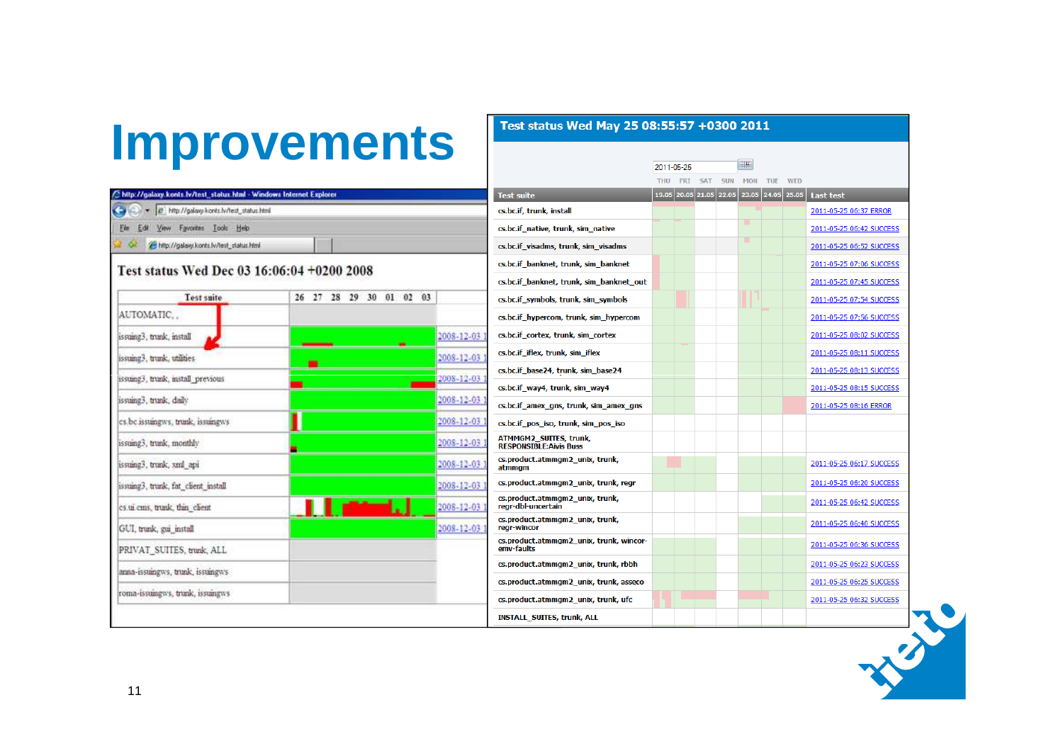# Improvements

http://galaxy.konts.lv/test_status.html - Windows Internet Explorer

## Test status Wed Dec 03 16:06:04 +0200 2008

| Test suite | 26 27 28 29 30 01 02 03 | |
|---|---|---|
| AUTOMATIC, , | | |
| issuing3, trunk, install | | 2008-12-03 1 |
| issuing3, trunk, utilities | | 2008-12-03 1 |
| issuing3, trunk, install_previous | | 2008-12-03 1 |
| issuing3, trunk, daily | | 2008-12-03 1 |
| cs.bc.issuingws, trunk, issuingws | | 2008-12-03 1 |
| issuing3, trunk, monthly | | 2008-12-03 1 |
| issuing3, trunk, xml_api | | 2008-12-03 1 |
| issuing3, trunk, fat_client_install | | 2008-12-03 1 |
| cs.ui.cms, trunk, thin_client | | 2008-12-03 1 |
| GUI, trunk, gui_install | | 2008-12-03 1 |
| PRIVAT_SUITES, trunk, ALL | | |
| anna-issuingws, trunk, issuingws | | |
| roma-issuingws, trunk, issuingws | | |

## Test status Wed May 25 08:55:57 +0300 2011

2011-05-25

| Test suite | 19.05 THU | 20.05 FRI | 21.05 SAT | 22.05 SUN | 23.05 MON | 24.05 TUE | 25.05 WED | Last test |
|---|---|---|---|---|---|---|---|---|
| cs.bc.if, trunk, install | | | | | | | | 2011-05-25 06:37 ERROR |
| cs.bc.if_native, trunk, sim_native | | | | | | | | 2011-05-25 06:42 SUCCESS |
| cs.bc.if_visadms, trunk, sim_visadms | | | | | | | | 2011-05-25 06:52 SUCCESS |
| cs.bc.if_banknet, trunk, sim_banknet | | | | | | | | 2011-05-25 07:06 SUCCESS |
| cs.bc.if_banknet, trunk, sim_banknet_out | | | | | | | | 2011-05-25 07:45 SUCCESS |
| cs.bc.if_symbols, trunk, sim_symbols | | | | | | | | 2011-05-25 07:54 SUCCESS |
| cs.bc.if_hypercom, trunk, sim_hypercom | | | | | | | | 2011-05-25 07:56 SUCCESS |
| cs.bc.if_cortex, trunk, sim_cortex | | | | | | | | 2011-05-25 08:02 SUCCESS |
| cs.bc.if_iflex, trunk, sim_iflex | | | | | | | | 2011-05-25 08:11 SUCCESS |
| cs.bc.if_base24, trunk, sim_base24 | | | | | | | | 2011-05-25 08:13 SUCCESS |
| cs.bc.if_way4, trunk, sim_way4 | | | | | | | | 2011-05-25 08:15 SUCCESS |
| cs.bc.if_amex_gns, trunk, sim_amex_gns | | | | | | | | 2011-05-25 08:16 ERROR |
| cs.bc.if_pos_iso, trunk, sim_pos_iso | | | | | | | | |
| ATMMGM2_SUITES, trunk, RESPONSIBLE:Aivis Buss | | | | | | | | |
| cs.product.atmmgm2_unix, trunk, atmmgm | | | | | | | | 2011-05-25 06:17 SUCCESS |
| cs.product.atmmgm2_unix, trunk, regr | | | | | | | | 2011-05-25 06:20 SUCCESS |
| cs.product.atmmgm2_unix, trunk, regr-dbl-uncertain | | | | | | | | 2011-05-25 06:42 SUCCESS |
| cs.product.atmmgm2_unix, trunk, regr-wincor | | | | | | | | 2011-05-25 06:40 SUCCESS |
| cs.product.atmmgm2_unix, trunk, wincor-emv-faults | | | | | | | | 2011-05-25 06:36 SUCCESS |
| cs.product.atmmgm2_unix, trunk, rbbh | | | | | | | | 2011-05-25 06:23 SUCCESS |
| cs.product.atmmgm2_unix, trunk, asseco | | | | | | | | 2011-05-25 06:25 SUCCESS |
| cs.product.atmmgm2_unix, trunk, ufc | | | | | | | | 2011-05-25 06:32 SUCCESS |
| INSTALL_SUITES, trunk, ALL | | | | | | | | |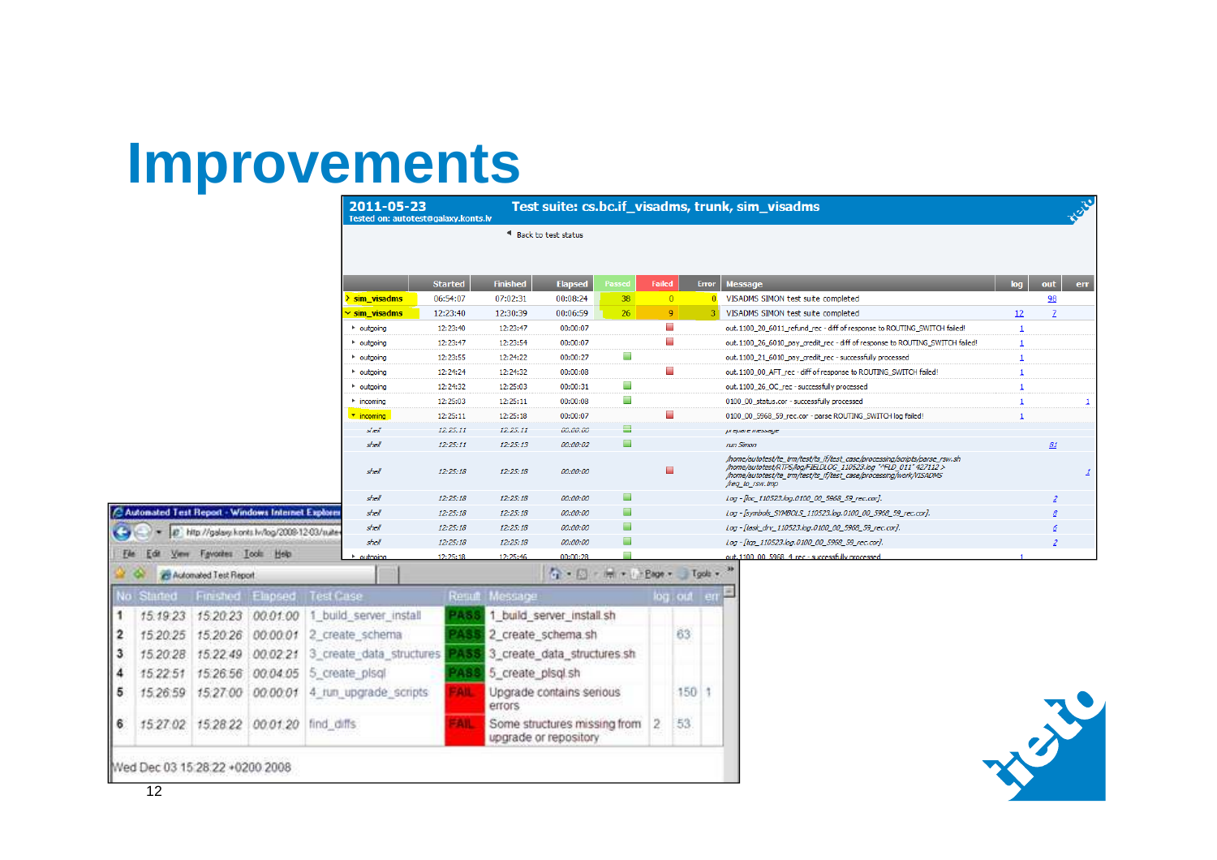# Improvements

**2011-05-23** Test suite: cs.bc.if_visadms, trunk, sim_visadms
Tested on: autotest@galaxy.konts.lv

Back to test status

| | Started | Finished | Elapsed | Passed | Failed | Error | Message | log | out | err |
|---|---|---|---|---|---|---|---|---|---|---|
| sim_visadms | 06:54:07 | 07:02:31 | 00:08:24 | 38 | 0 | 0 | VISADMS SIMON test suite completed | | 98 | |
| sim_visadms | 12:23:40 | 12:30:39 | 00:06:59 | 26 | 9 | 3 | VISADMS SIMON test suite completed | 12 | 7 | |
| outgoing | 12:23:40 | 12:23:47 | 00:00:07 | | ■ | | out.1100_20_6011_refund_rec - diff of response to ROUTING_SWITCH failed! | 1 | | |
| outgoing | 12:23:47 | 12:23:54 | 00:00:07 | | ■ | | out.1100_26_6010_pay_credit_rec - diff of response to ROUTING_SWITCH failed! | 1 | | |
| outgoing | 12:23:55 | 12:24:22 | 00:00:27 | ■ | | | out.1100_21_6010_pay_credit_rec - successfully processed | 1 | | |
| outgoing | 12:24:24 | 12:24:32 | 00:00:08 | | ■ | | out.1100_00_AFT_rec - diff of response to ROUTING_SWITCH failed! | 1 | | |
| outgoing | 12:24:32 | 12:25:03 | 00:00:31 | ■ | | | out.1100_26_OC_rec - successfully processed | 1 | | |
| incoming | 12:25:03 | 12:25:11 | 00:00:08 | ■ | | | 0100_00_status.cor - successfully processed | 1 | | 1 |
| incoming | 12:25:11 | 12:25:18 | 00:00:07 | | ■ | | 0100_00_5968_59_rec.cor - parse ROUTING_SWITCH log failed! | 1 | | |
| shell | 12:25:11 | 12:25:11 | 00:00:00 | ■ | | | prepare message | | | |
| shell | 12:25:11 | 12:25:13 | 00:00:02 | ■ | | | run Simon | | 81 | |
| shell | 12:25:18 | 12:25:18 | 00:00:00 | | ■ | | /home/autotest/te_trm/test/ts_if/test_case/processing/scripts/parse_rsw.sh /home/autotest/RTPS/log/FIELDLOG_110523.log "*FLD_011" 427112 > /home/autotest/te_trm/test/ts_if/test_case/processing/work/VISADMS /req_to_rsw.tmp | | | 1 |
| shell | 12:25:18 | 12:25:18 | 00:00:00 | ■ | | | Log - [loc_110523.log.0100_00_5968_59_rec.cor]. | | 2 | |
| shell | 12:25:18 | 12:25:18 | 00:00:00 | ■ | | | Log - [symbols_SYMBOLS_110523.log.0100_00_5968_59_rec.cor]. | | 8 | |
| shell | 12:25:18 | 12:25:18 | 00:00:00 | ■ | | | Log - [task_drv_110523.log.0100_00_5968_59_rec.cor]. | | 6 | |
| shell | 12:25:18 | 12:25:18 | 00:00:00 | ■ | | | Log - [tcp_110523.log.0100_00_5968_59_rec.cor]. | | 2 | |
| outgoing | 12:25:18 | 12:25:46 | 00:00:28 | ■ | | | out.1100_00_5968_4_rec - successfully processed | 1 | | |

Automated Test Report - Windows Internet Explorer

http://galaxy.konts.lv/log/2008-12-03/suite

| No | Started | Finished | Elapsed | Test Case | Result | Message | log | out | err |
|---|---|---|---|---|---|---|---|---|---|
| 1 | 15:19:23 | 15:20:23 | 00:01:00 | 1_build_server_install | PASS | 1_build_server_install.sh | | | |
| 2 | 15:20:25 | 15:20:26 | 00:00:01 | 2_create_schema | PASS | 2_create_schema.sh | | 63 | |
| 3 | 15:20:28 | 15:22:49 | 00:02:21 | 3_create_data_structures | PASS | 3_create_data_structures.sh | | | |
| 4 | 15:22:51 | 15:26:56 | 00:04:05 | 5_create_plsql | PASS | 5_create_plsql.sh | | | |
| 5 | 15:26:59 | 15:27:00 | 00:00:01 | 4_run_upgrade_scripts | FAIL | Upgrade contains serious errors | | 150 | 1 |
| 6 | 15:27:02 | 15:28:22 | 00:01:20 | find_diffs | FAIL | Some structures missing from upgrade or repository | 2 | 53 | |

Wed Dec 03 15:28:22 +0200 2008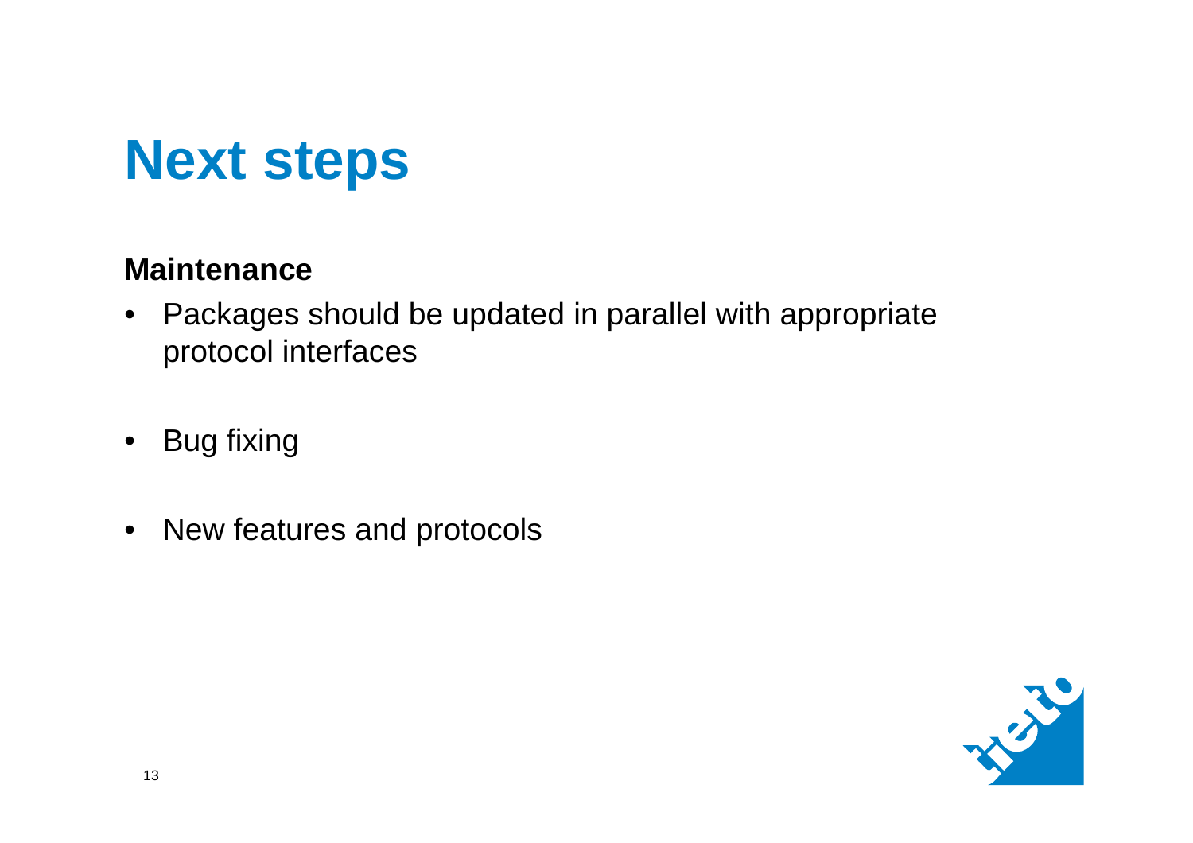# Next steps

**Maintenance**

- Packages should be updated in parallel with appropriate protocol interfaces
- Bug fixing
- New features and protocols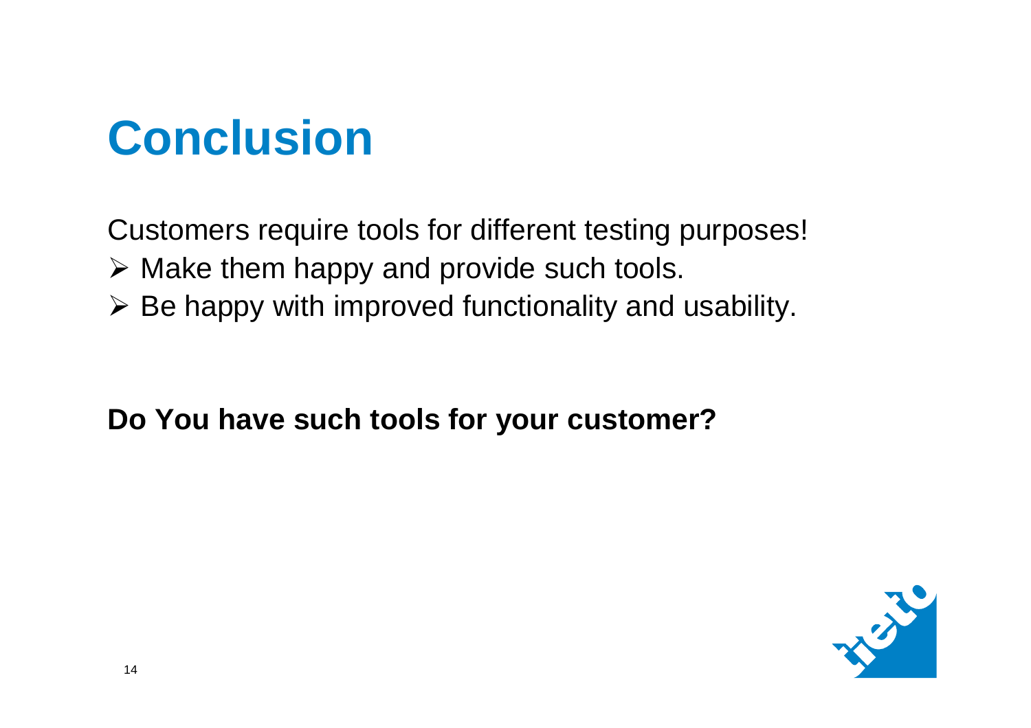# Conclusion

Customers require tools for different testing purposes!

- Make them happy and provide such tools.
- Be happy with improved functionality and usability.

**Do You have such tools for your customer?**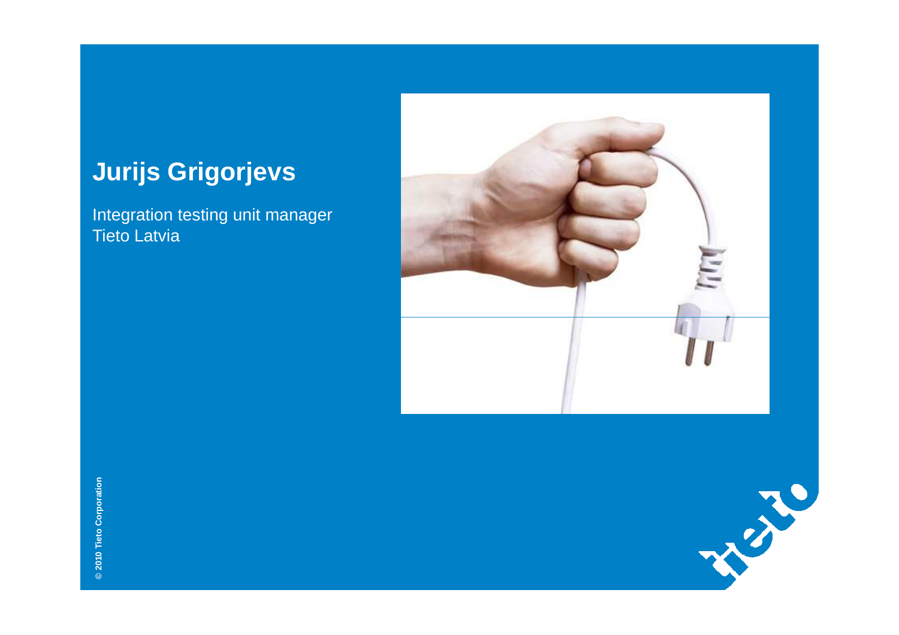# Jurijs Grigorjevs

Integration testing unit manager
Tieto Latvia

© 2010 Tieto Corporation